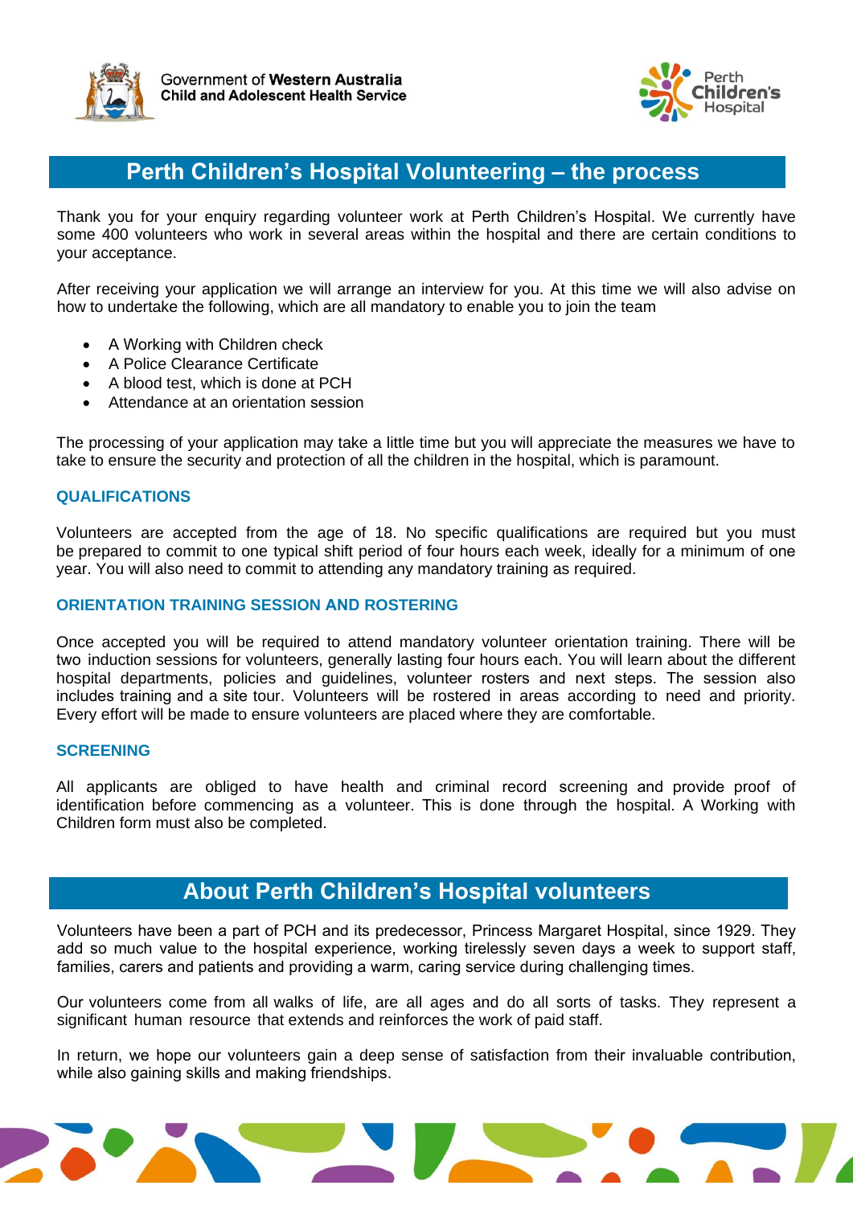Government of **Western Australia**
**Child and Adolescent Health Service**

Perth Children's Hospital

# Perth Children's Hospital Volunteering – the process

Thank you for your enquiry regarding volunteer work at Perth Children's Hospital. We currently have some 400 volunteers who work in several areas within the hospital and there are certain conditions to your acceptance.

After receiving your application we will arrange an interview for you. At this time we will also advise on how to undertake the following, which are all mandatory to enable you to join the team

- A Working with Children check
- A Police Clearance Certificate
- A blood test, which is done at PCH
- Attendance at an orientation session

The processing of your application may take a little time but you will appreciate the measures we have to take to ensure the security and protection of all the children in the hospital, which is paramount.

### QUALIFICATIONS

Volunteers are accepted from the age of 18. No specific qualifications are required but you must be prepared to commit to one typical shift period of four hours each week, ideally for a minimum of one year. You will also need to commit to attending any mandatory training as required.

### ORIENTATION TRAINING SESSION AND ROSTERING

Once accepted you will be required to attend mandatory volunteer orientation training. There will be two induction sessions for volunteers, generally lasting four hours each. You will learn about the different hospital departments, policies and guidelines, volunteer rosters and next steps. The session also includes training and a site tour. Volunteers will be rostered in areas according to need and priority. Every effort will be made to ensure volunteers are placed where they are comfortable.

### SCREENING

All applicants are obliged to have health and criminal record screening and provide proof of identification before commencing as a volunteer. This is done through the hospital. A Working with Children form must also be completed.

# About Perth Children's Hospital volunteers

Volunteers have been a part of PCH and its predecessor, Princess Margaret Hospital, since 1929. They add so much value to the hospital experience, working tirelessly seven days a week to support staff, families, carers and patients and providing a warm, caring service during challenging times.

Our volunteers come from all walks of life, are all ages and do all sorts of tasks. They represent a significant human resource that extends and reinforces the work of paid staff.

In return, we hope our volunteers gain a deep sense of satisfaction from their invaluable contribution, while also gaining skills and making friendships.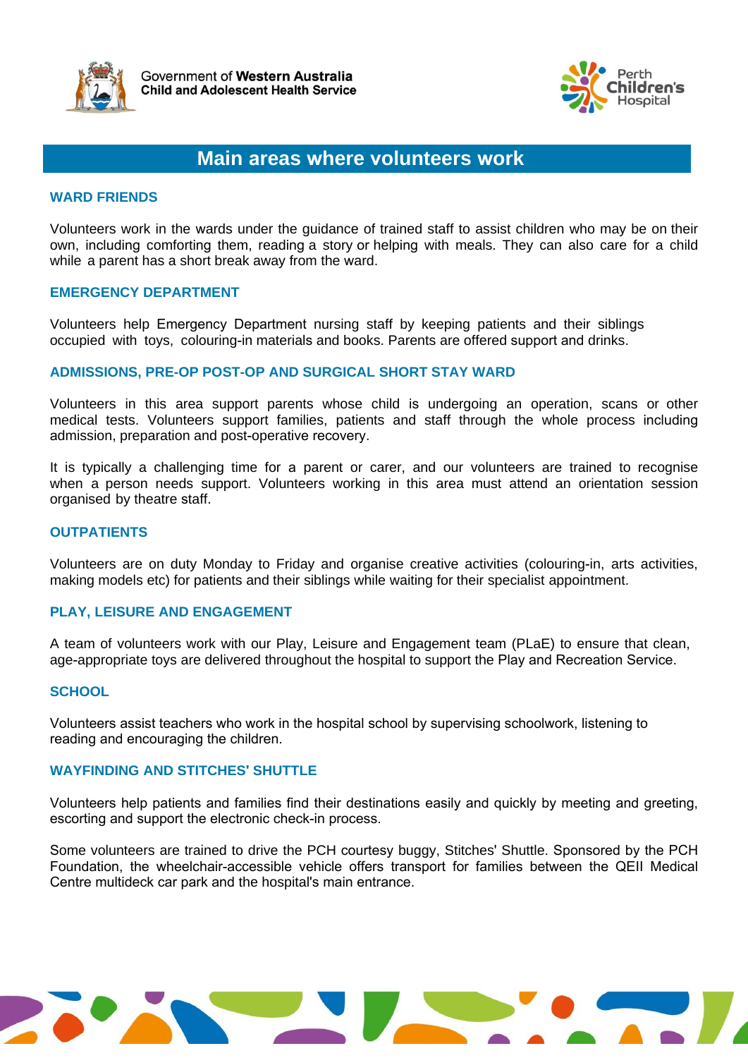# Main areas where volunteers work

## WARD FRIENDS

Volunteers work in the wards under the guidance of trained staff to assist children who may be on their own, including comforting them, reading a story or helping with meals. They can also care for a child while a parent has a short break away from the ward.

## EMERGENCY DEPARTMENT

Volunteers help Emergency Department nursing staff by keeping patients and their siblings occupied with toys, colouring-in materials and books. Parents are offered support and drinks.

## ADMISSIONS, PRE-OP POST-OP AND SURGICAL SHORT STAY WARD

Volunteers in this area support parents whose child is undergoing an operation, scans or other medical tests. Volunteers support families, patients and staff through the whole process including admission, preparation and post-operative recovery.

It is typically a challenging time for a parent or carer, and our volunteers are trained to recognise when a person needs support. Volunteers working in this area must attend an orientation session organised by theatre staff.

## OUTPATIENTS

Volunteers are on duty Monday to Friday and organise creative activities (colouring-in, arts activities, making models etc) for patients and their siblings while waiting for their specialist appointment.

## PLAY, LEISURE AND ENGAGEMENT

A team of volunteers work with our Play, Leisure and Engagement team (PLaE) to ensure that clean, age-appropriate toys are delivered throughout the hospital to support the Play and Recreation Service.

## SCHOOL

Volunteers assist teachers who work in the hospital school by supervising schoolwork, listening to reading and encouraging the children.

## WAYFINDING AND STITCHES' SHUTTLE

Volunteers help patients and families find their destinations easily and quickly by meeting and greeting, escorting and support the electronic check-in process.

Some volunteers are trained to drive the PCH courtesy buggy, Stitches' Shuttle. Sponsored by the PCH Foundation, the wheelchair-accessible vehicle offers transport for families between the QEII Medical Centre multideck car park and the hospital's main entrance.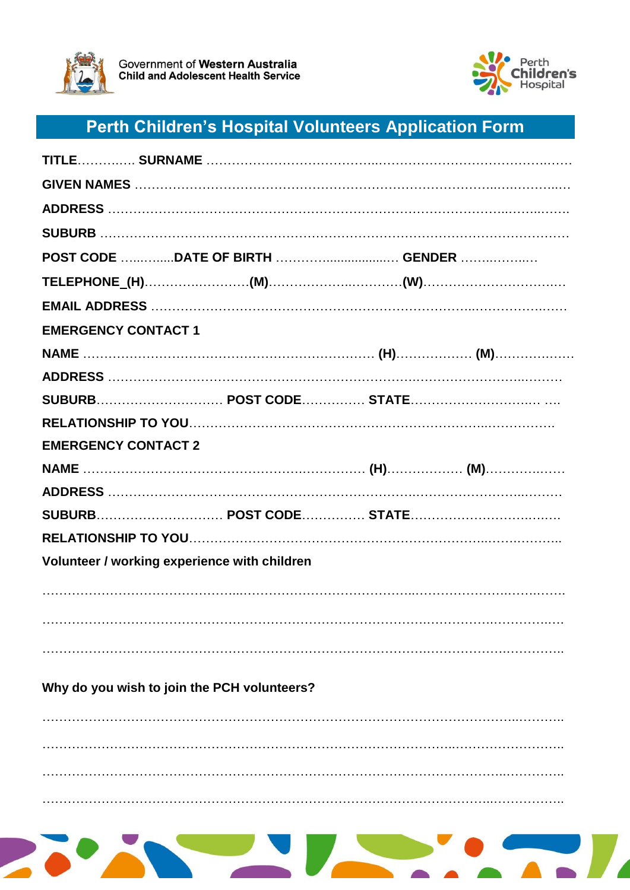Government of **Western Australia**
**Child and Adolescent Health Service**

Perth Children's Hospital

# Perth Children's Hospital Volunteers Application Form

**TITLE**………..…. **SURNAME** …………………………………..……………………….………………….……

**GIVEN NAMES** ………..…………………………………………….…….………………..….……….…..…

**ADDRESS** ………………………….…………………………………………………………..……..…….

**SUBURB** ……………………………………………………………………………………………………

**POST CODE** …..….....**DATE OF BIRTH** ………….................… **GENDER** …….……..…

**TELEPHONE_(H)**…………….………..**(M)**…………………..………..**(W)**………………………….…..

**EMAIL ADDRESS** ……………………………………………………………………..……………….……

**EMERGENCY CONTACT 1**

**NAME** ………………………………………………………………… **(H)**……………… **(M)**………………

**ADDRESS** ……………………….………………………………………….……………………..……….

**SUBURB**………………………… **POST CODE**…………… **STATE**…………………………. ….

**RELATIONSHIP TO YOU**……………………………………………………………..…………….

**EMERGENCY CONTACT 2**

**NAME** ……………………….…………………………….…………… **(H)**……………… **(M)**…………..……

**ADDRESS** ……………………….…..…………………………………….……………….…....………

**SUBURB**………………………… **POST CODE**…………… **STATE**…………………………..……

**RELATIONSHIP TO YOU**…………………………………………………………..…….………..

**Volunteer / working experience with children**

………………………………...…………………………..…………………….……….…….

……………………………………………………………………….……………….…………..…

……………………………………………………………………….…………………………..

**Why do you wish to join the PCH volunteers?**

…………………………………………………………………………………………..……….

……………………………………………………………………………..……………………..

…………………………………………………………………………………………………..

…………………………………………………………………………………..……………..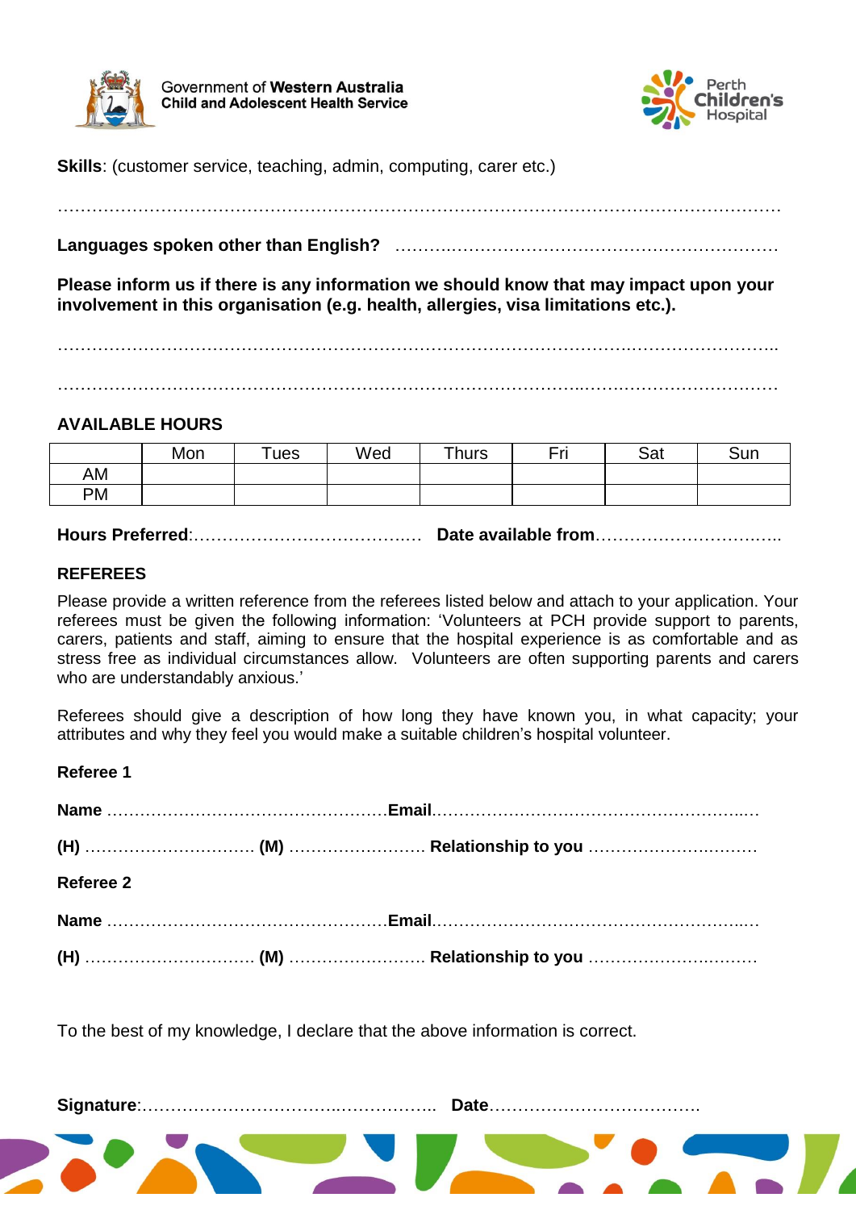Government of **Western Australia**
**Child and Adolescent Health Service**

Perth Children's Hospital

**Skills**: (customer service, teaching, admin, computing, carer etc.)

…………………………………………………………………………………………………………………

**Languages spoken other than English?** ……………………………………………………………

**Please inform us if there is any information we should know that may impact upon your involvement in this organisation (e.g. health, allergies, visa limitations etc.).**

…………………………………………………………………………………………………………………

…………………………………………………………………………………………………………………

**AVAILABLE HOURS**

| | Mon | Tues | Wed | Thurs | Fri | Sat | Sun |
|---|---|---|---|---|---|---|---|
| AM | | | | | | | |
| PM | | | | | | | |

**Hours Preferred**:……………………………………. **Date available from**……………………………..

**REFEREES**

Please provide a written reference from the referees listed below and attach to your application. Your referees must be given the following information: 'Volunteers at PCH provide support to parents, carers, patients and staff, aiming to ensure that the hospital experience is as comfortable and as stress free as individual circumstances allow. Volunteers are often supporting parents and carers who are understandably anxious.'

Referees should give a description of how long they have known you, in what capacity; your attributes and why they feel you would make a suitable children's hospital volunteer.

**Referee 1**

**Name** ……………………………………………**Email**…………………………………………………..

**(H)** …………………………. **(M)** ……………………. **Relationship to you** ………………………….

**Referee 2**

**Name** ……………………………………………**Email**…………………………………………………..

**(H)** …………………………. **(M)** ……………………. **Relationship to you** ………………………….

To the best of my knowledge, I declare that the above information is correct.

**Signature**:…………………………………………….. **Date**……………………………….